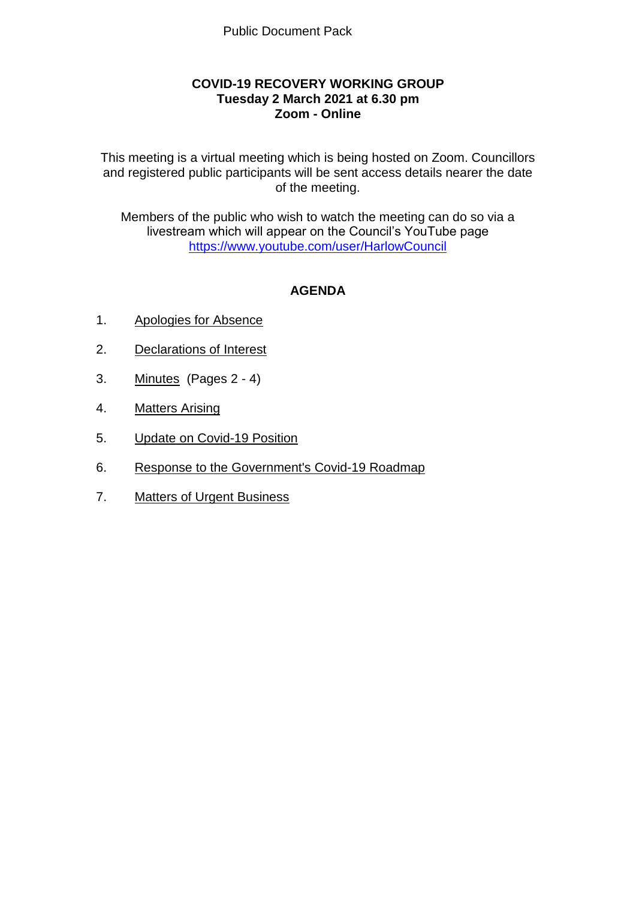Public Document Pack

# COVID-19 RECOVERY WORKING GROUP
**Tuesday 2 March 2021 at 6.30 pm**
**Zoom - Online**

This meeting is a virtual meeting which is being hosted on Zoom. Councillors and registered public participants will be sent access details nearer the date of the meeting.

Members of the public who wish to watch the meeting can do so via a livestream which will appear on the Council's YouTube page https://www.youtube.com/user/HarlowCouncil

## AGENDA

1. Apologies for Absence
2. Declarations of Interest
3. Minutes (Pages 2 - 4)
4. Matters Arising
5. Update on Covid-19 Position
6. Response to the Government's Covid-19 Roadmap
7. Matters of Urgent Business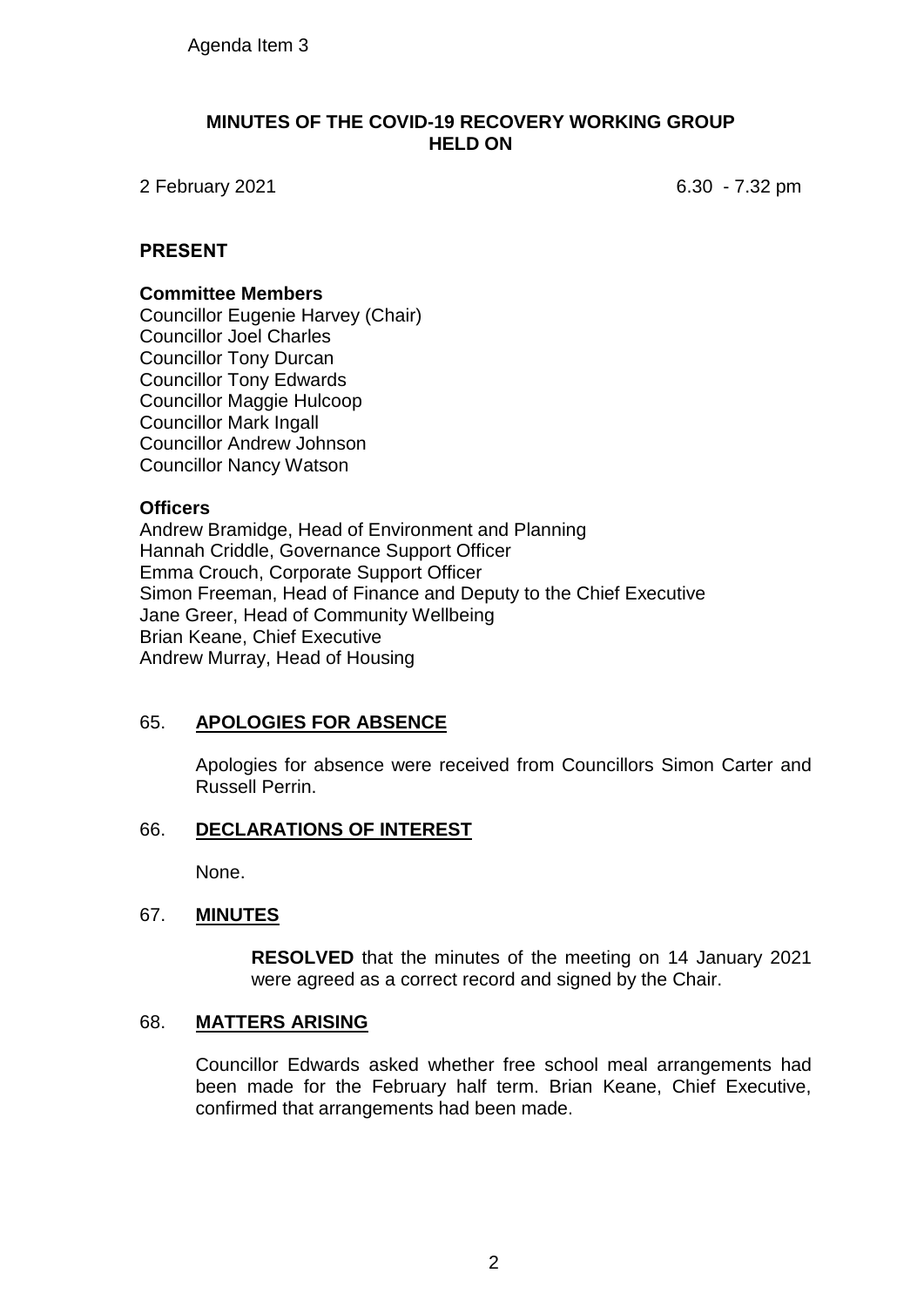Agenda Item 3

# MINUTES OF THE COVID-19 RECOVERY WORKING GROUP HELD ON

2 February 2021 6.30 - 7.32 pm

## PRESENT

### Committee Members

Councillor Eugenie Harvey (Chair)
Councillor Joel Charles
Councillor Tony Durcan
Councillor Tony Edwards
Councillor Maggie Hulcoop
Councillor Mark Ingall
Councillor Andrew Johnson
Councillor Nancy Watson

### Officers

Andrew Bramidge, Head of Environment and Planning
Hannah Criddle, Governance Support Officer
Emma Crouch, Corporate Support Officer
Simon Freeman, Head of Finance and Deputy to the Chief Executive
Jane Greer, Head of Community Wellbeing
Brian Keane, Chief Executive
Andrew Murray, Head of Housing

## 65. APOLOGIES FOR ABSENCE

Apologies for absence were received from Councillors Simon Carter and Russell Perrin.

## 66. DECLARATIONS OF INTEREST

None.

## 67. MINUTES

**RESOLVED** that the minutes of the meeting on 14 January 2021 were agreed as a correct record and signed by the Chair.

## 68. MATTERS ARISING

Councillor Edwards asked whether free school meal arrangements had been made for the February half term. Brian Keane, Chief Executive, confirmed that arrangements had been made.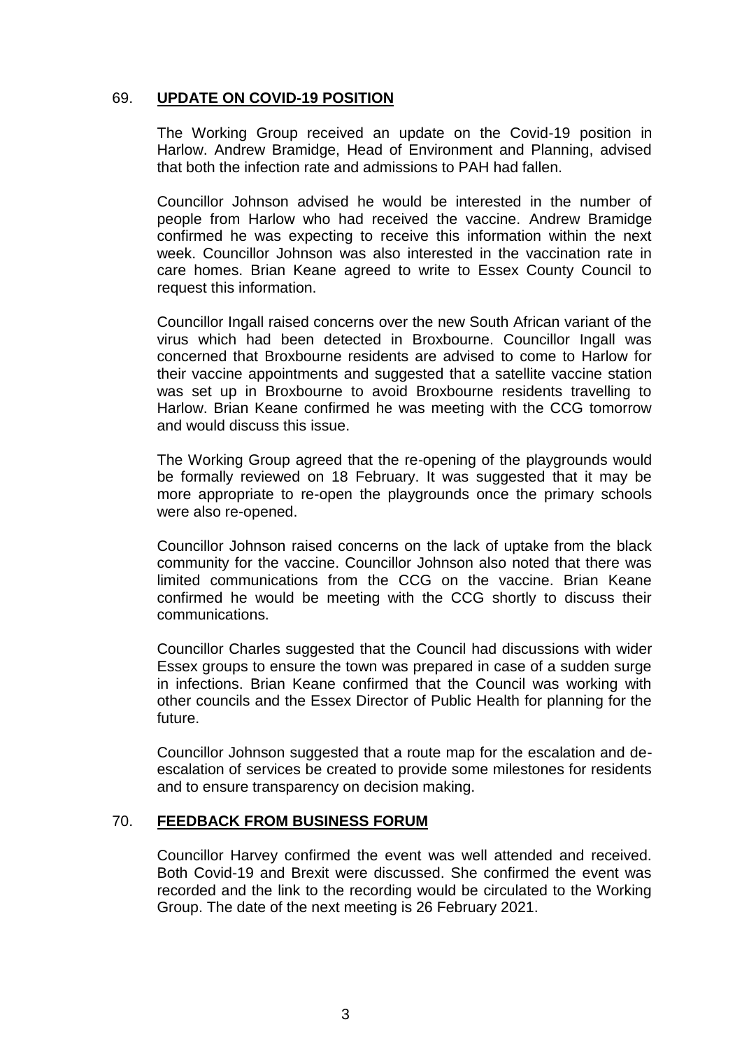## 69. **UPDATE ON COVID-19 POSITION**

The Working Group received an update on the Covid-19 position in Harlow. Andrew Bramidge, Head of Environment and Planning, advised that both the infection rate and admissions to PAH had fallen.

Councillor Johnson advised he would be interested in the number of people from Harlow who had received the vaccine. Andrew Bramidge confirmed he was expecting to receive this information within the next week. Councillor Johnson was also interested in the vaccination rate in care homes. Brian Keane agreed to write to Essex County Council to request this information.

Councillor Ingall raised concerns over the new South African variant of the virus which had been detected in Broxbourne. Councillor Ingall was concerned that Broxbourne residents are advised to come to Harlow for their vaccine appointments and suggested that a satellite vaccine station was set up in Broxbourne to avoid Broxbourne residents travelling to Harlow. Brian Keane confirmed he was meeting with the CCG tomorrow and would discuss this issue.

The Working Group agreed that the re-opening of the playgrounds would be formally reviewed on 18 February. It was suggested that it may be more appropriate to re-open the playgrounds once the primary schools were also re-opened.

Councillor Johnson raised concerns on the lack of uptake from the black community for the vaccine. Councillor Johnson also noted that there was limited communications from the CCG on the vaccine. Brian Keane confirmed he would be meeting with the CCG shortly to discuss their communications.

Councillor Charles suggested that the Council had discussions with wider Essex groups to ensure the town was prepared in case of a sudden surge in infections. Brian Keane confirmed that the Council was working with other councils and the Essex Director of Public Health for planning for the future.

Councillor Johnson suggested that a route map for the escalation and de-escalation of services be created to provide some milestones for residents and to ensure transparency on decision making.

## 70. **FEEDBACK FROM BUSINESS FORUM**

Councillor Harvey confirmed the event was well attended and received. Both Covid-19 and Brexit were discussed. She confirmed the event was recorded and the link to the recording would be circulated to the Working Group. The date of the next meeting is 26 February 2021.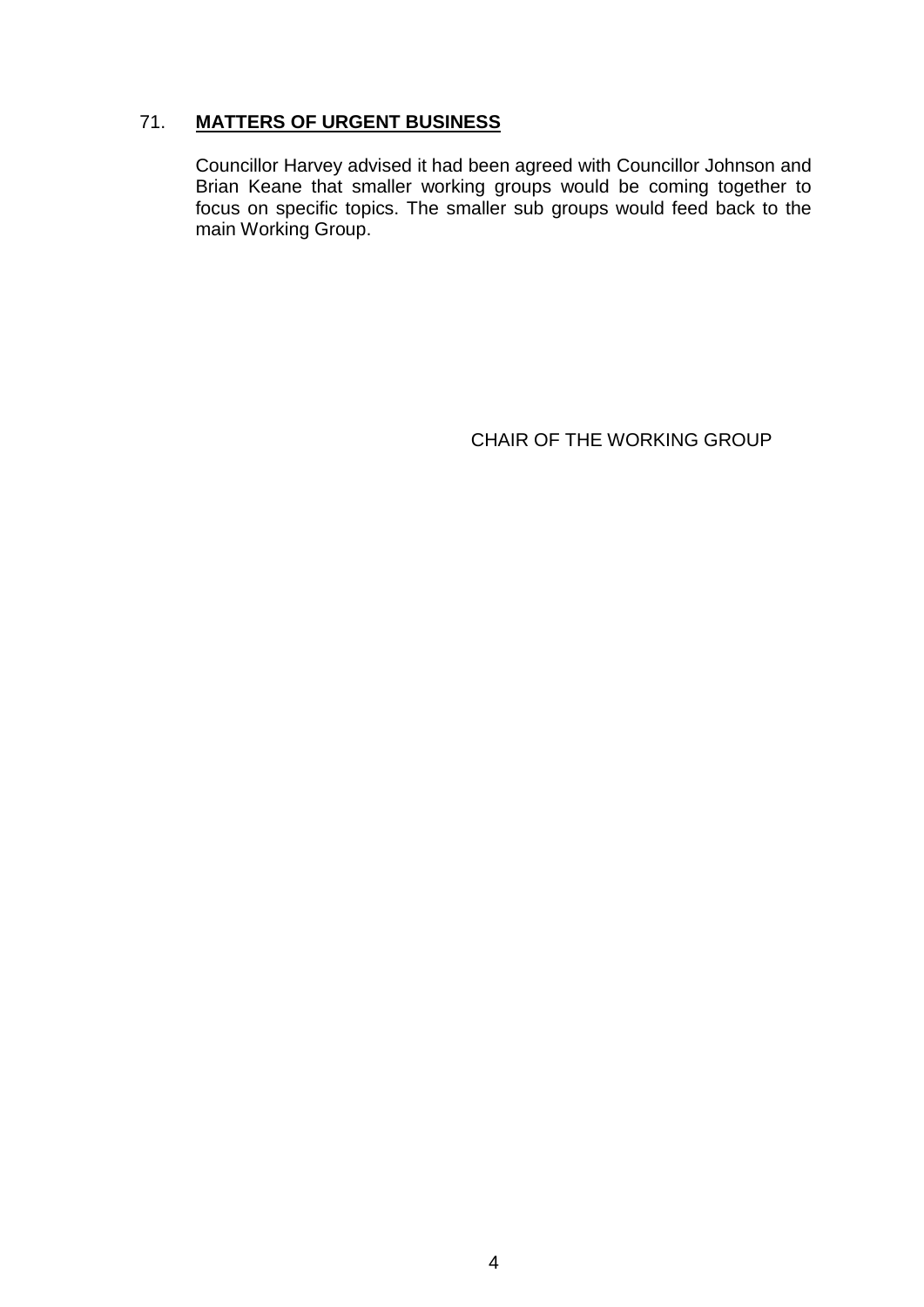## 71. **MATTERS OF URGENT BUSINESS**

Councillor Harvey advised it had been agreed with Councillor Johnson and Brian Keane that smaller working groups would be coming together to focus on specific topics. The smaller sub groups would feed back to the main Working Group.

CHAIR OF THE WORKING GROUP